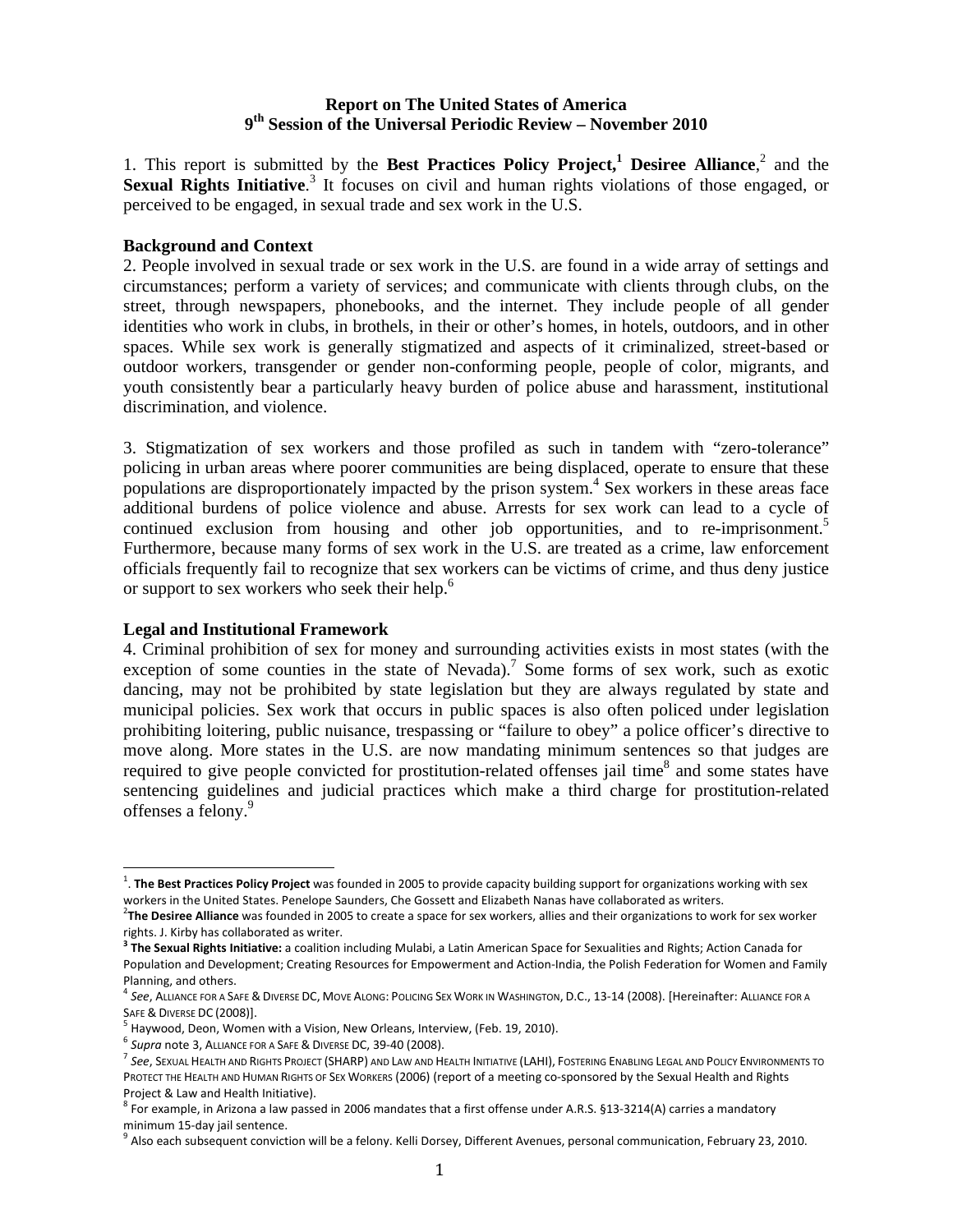**Report on The United States of America**
**9th Session of the Universal Periodic Review – November 2010**

1. This report is submitted by the **Best Practices Policy Project,**[1] **Desiree Alliance**,[2] and the **Sexual Rights Initiative**.[3] It focuses on civil and human rights violations of those engaged, or perceived to be engaged, in sexual trade and sex work in the U.S.

**Background and Context**

2. People involved in sexual trade or sex work in the U.S. are found in a wide array of settings and circumstances; perform a variety of services; and communicate with clients through clubs, on the street, through newspapers, phonebooks, and the internet. They include people of all gender identities who work in clubs, in brothels, in their or other's homes, in hotels, outdoors, and in other spaces. While sex work is generally stigmatized and aspects of it criminalized, street-based or outdoor workers, transgender or gender non-conforming people, people of color, migrants, and youth consistently bear a particularly heavy burden of police abuse and harassment, institutional discrimination, and violence.

3. Stigmatization of sex workers and those profiled as such in tandem with "zero-tolerance" policing in urban areas where poorer communities are being displaced, operate to ensure that these populations are disproportionately impacted by the prison system.[4] Sex workers in these areas face additional burdens of police violence and abuse. Arrests for sex work can lead to a cycle of continued exclusion from housing and other job opportunities, and to re-imprisonment.[5] Furthermore, because many forms of sex work in the U.S. are treated as a crime, law enforcement officials frequently fail to recognize that sex workers can be victims of crime, and thus deny justice or support to sex workers who seek their help.[6]

**Legal and Institutional Framework**

4. Criminal prohibition of sex for money and surrounding activities exists in most states (with the exception of some counties in the state of Nevada).[7] Some forms of sex work, such as exotic dancing, may not be prohibited by state legislation but they are always regulated by state and municipal policies. Sex work that occurs in public spaces is also often policed under legislation prohibiting loitering, public nuisance, trespassing or "failure to obey" a police officer's directive to move along. More states in the U.S. are now mandating minimum sentences so that judges are required to give people convicted for prostitution-related offenses jail time[8] and some states have sentencing guidelines and judicial practices which make a third charge for prostitution-related offenses a felony.[9]

---

[1]. **The Best Practices Policy Project** was founded in 2005 to provide capacity building support for organizations working with sex workers in the United States. Penelope Saunders, Che Gossett and Elizabeth Nanas have collaborated as writers.

[2] **The Desiree Alliance** was founded in 2005 to create a space for sex workers, allies and their organizations to work for sex worker rights. J. Kirby has collaborated as writer.

[3] **The Sexual Rights Initiative:** a coalition including Mulabi, a Latin American Space for Sexualities and Rights; Action Canada for Population and Development; Creating Resources for Empowerment and Action-India, the Polish Federation for Women and Family Planning, and others.

[4] *See*, ALLIANCE FOR A SAFE & DIVERSE DC, MOVE ALONG: POLICING SEX WORK IN WASHINGTON, D.C., 13-14 (2008). [Hereinafter: ALLIANCE FOR A SAFE & DIVERSE DC (2008)].

[5] Haywood, Deon, Women with a Vision, New Orleans, Interview, (Feb. 19, 2010).

[6] *Supra* note 3, ALLIANCE FOR A SAFE & DIVERSE DC, 39-40 (2008).

[7] *See*, SEXUAL HEALTH AND RIGHTS PROJECT (SHARP) AND LAW AND HEALTH INITIATIVE (LAHI), FOSTERING ENABLING LEGAL AND POLICY ENVIRONMENTS TO PROTECT THE HEALTH AND HUMAN RIGHTS OF SEX WORKERS (2006) (report of a meeting co-sponsored by the Sexual Health and Rights Project & Law and Health Initiative).

[8] For example, in Arizona a law passed in 2006 mandates that a first offense under A.R.S. §13-3214(A) carries a mandatory minimum 15-day jail sentence.

[9] Also each subsequent conviction will be a felony. Kelli Dorsey, Different Avenues, personal communication, February 23, 2010.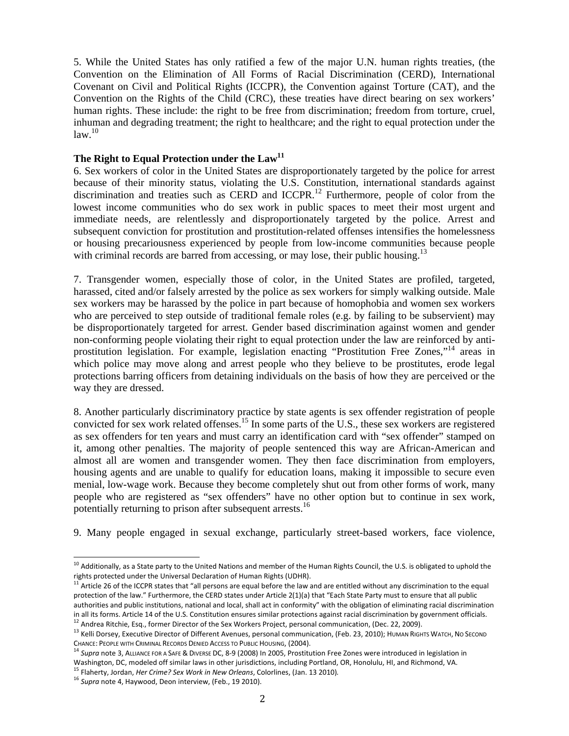5. While the United States has only ratified a few of the major U.N. human rights treaties, (the Convention on the Elimination of All Forms of Racial Discrimination (CERD), International Covenant on Civil and Political Rights (ICCPR), the Convention against Torture (CAT), and the Convention on the Rights of the Child (CRC), these treaties have direct bearing on sex workers' human rights. These include: the right to be free from discrimination; freedom from torture, cruel, inhuman and degrading treatment; the right to healthcare; and the right to equal protection under the law.[10]

### The Right to Equal Protection under the Law[11]

6. Sex workers of color in the United States are disproportionately targeted by the police for arrest because of their minority status, violating the U.S. Constitution, international standards against discrimination and treaties such as CERD and ICCPR.[12] Furthermore, people of color from the lowest income communities who do sex work in public spaces to meet their most urgent and immediate needs, are relentlessly and disproportionately targeted by the police. Arrest and subsequent conviction for prostitution and prostitution-related offenses intensifies the homelessness or housing precariousness experienced by people from low-income communities because people with criminal records are barred from accessing, or may lose, their public housing.[13]

7. Transgender women, especially those of color, in the United States are profiled, targeted, harassed, cited and/or falsely arrested by the police as sex workers for simply walking outside. Male sex workers may be harassed by the police in part because of homophobia and women sex workers who are perceived to step outside of traditional female roles (e.g. by failing to be subservient) may be disproportionately targeted for arrest. Gender based discrimination against women and gender non-conforming people violating their right to equal protection under the law are reinforced by anti-prostitution legislation. For example, legislation enacting "Prostitution Free Zones,"[14] areas in which police may move along and arrest people who they believe to be prostitutes, erode legal protections barring officers from detaining individuals on the basis of how they are perceived or the way they are dressed.

8. Another particularly discriminatory practice by state agents is sex offender registration of people convicted for sex work related offenses.[15] In some parts of the U.S., these sex workers are registered as sex offenders for ten years and must carry an identification card with "sex offender" stamped on it, among other penalties. The majority of people sentenced this way are African-American and almost all are women and transgender women. They then face discrimination from employers, housing agents and are unable to qualify for education loans, making it impossible to secure even menial, low-wage work. Because they become completely shut out from other forms of work, many people who are registered as "sex offenders" have no other option but to continue in sex work, potentially returning to prison after subsequent arrests.[16]

9. Many people engaged in sexual exchange, particularly street-based workers, face violence,

---

[10] Additionally, as a State party to the United Nations and member of the Human Rights Council, the U.S. is obligated to uphold the rights protected under the Universal Declaration of Human Rights (UDHR).

[11] Article 26 of the ICCPR states that "all persons are equal before the law and are entitled without any discrimination to the equal protection of the law." Furthermore, the CERD states under Article 2(1)(a) that "Each State Party must to ensure that all public authorities and public institutions, national and local, shall act in conformity" with the obligation of eliminating racial discrimination in all its forms. Article 14 of the U.S. Constitution ensures similar protections against racial discrimination by government officials.

[12] Andrea Ritchie, Esq., former Director of the Sex Workers Project, personal communication, (Dec. 22, 2009).

[13] Kelli Dorsey, Executive Director of Different Avenues, personal communication, (Feb. 23, 2010); Human Rights Watch, No Second Chance: People with Criminal Records Denied Access to Public Housing, (2004).

[14] *Supra* note 3, Alliance for a Safe & Diverse DC, 8-9 (2008) In 2005, Prostitution Free Zones were introduced in legislation in Washington, DC, modeled off similar laws in other jurisdictions, including Portland, OR, Honolulu, HI, and Richmond, VA.

[15] Flaherty, Jordan, *Her Crime? Sex Work in New Orleans*, Colorlines, (Jan. 13 2010).

[16] *Supra* note 4, Haywood, Deon interview, (Feb., 19 2010).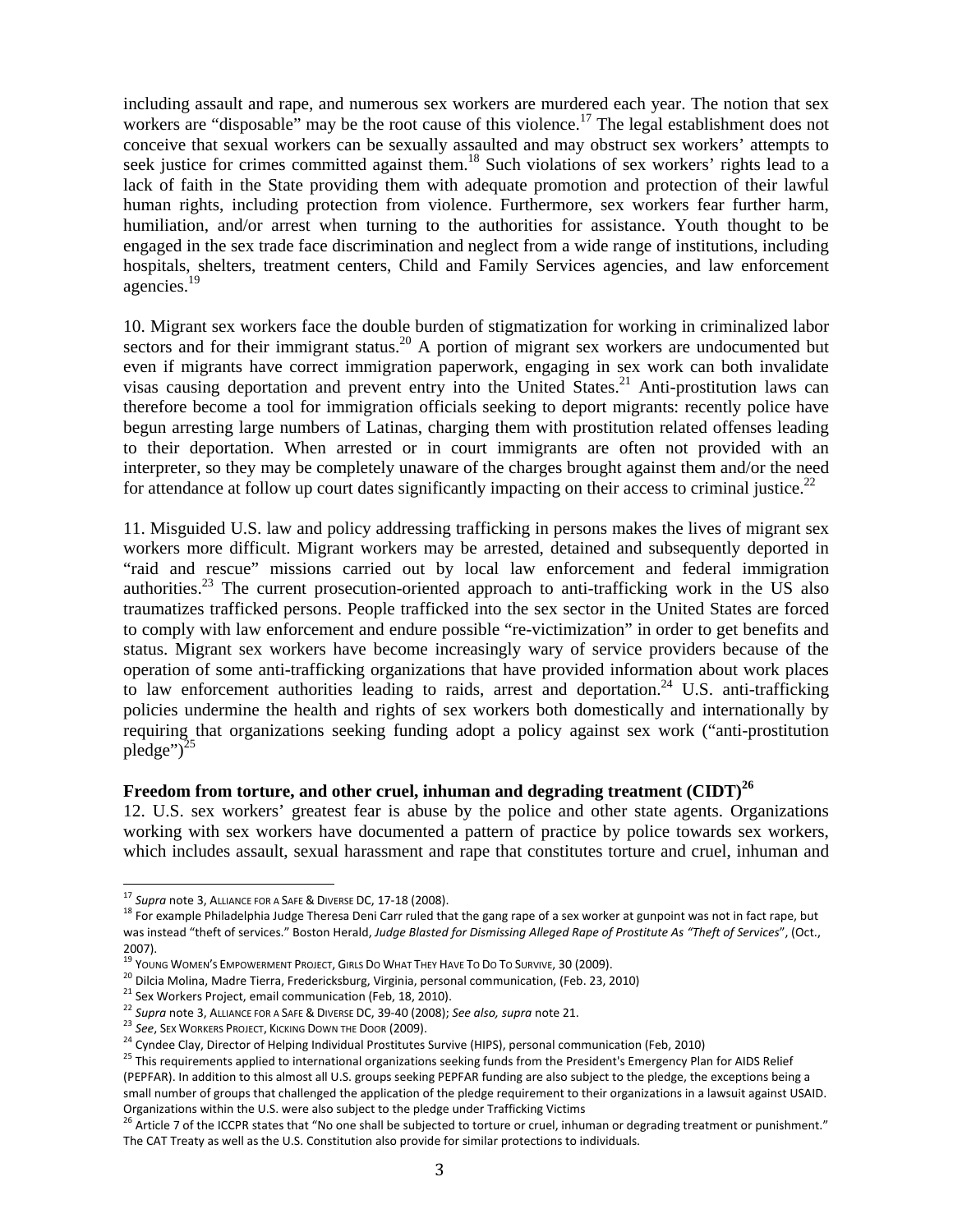including assault and rape, and numerous sex workers are murdered each year. The notion that sex workers are "disposable" may be the root cause of this violence.[17] The legal establishment does not conceive that sexual workers can be sexually assaulted and may obstruct sex workers' attempts to seek justice for crimes committed against them.[18] Such violations of sex workers' rights lead to a lack of faith in the State providing them with adequate promotion and protection of their lawful human rights, including protection from violence. Furthermore, sex workers fear further harm, humiliation, and/or arrest when turning to the authorities for assistance. Youth thought to be engaged in the sex trade face discrimination and neglect from a wide range of institutions, including hospitals, shelters, treatment centers, Child and Family Services agencies, and law enforcement agencies.[19]

10. Migrant sex workers face the double burden of stigmatization for working in criminalized labor sectors and for their immigrant status.[20] A portion of migrant sex workers are undocumented but even if migrants have correct immigration paperwork, engaging in sex work can both invalidate visas causing deportation and prevent entry into the United States.[21] Anti-prostitution laws can therefore become a tool for immigration officials seeking to deport migrants: recently police have begun arresting large numbers of Latinas, charging them with prostitution related offenses leading to their deportation. When arrested or in court immigrants are often not provided with an interpreter, so they may be completely unaware of the charges brought against them and/or the need for attendance at follow up court dates significantly impacting on their access to criminal justice.[22]

11. Misguided U.S. law and policy addressing trafficking in persons makes the lives of migrant sex workers more difficult. Migrant workers may be arrested, detained and subsequently deported in "raid and rescue" missions carried out by local law enforcement and federal immigration authorities.[23] The current prosecution-oriented approach to anti-trafficking work in the US also traumatizes trafficked persons. People trafficked into the sex sector in the United States are forced to comply with law enforcement and endure possible "re-victimization" in order to get benefits and status. Migrant sex workers have become increasingly wary of service providers because of the operation of some anti-trafficking organizations that have provided information about work places to law enforcement authorities leading to raids, arrest and deportation.[24] U.S. anti-trafficking policies undermine the health and rights of sex workers both domestically and internationally by requiring that organizations seeking funding adopt a policy against sex work ("anti-prostitution pledge")[25]

**Freedom from torture, and other cruel, inhuman and degrading treatment (CIDT)[26]**

12. U.S. sex workers' greatest fear is abuse by the police and other state agents. Organizations working with sex workers have documented a pattern of practice by police towards sex workers, which includes assault, sexual harassment and rape that constitutes torture and cruel, inhuman and

---

[17] *Supra* note 3, Alliance for a Safe & Diverse DC, 17-18 (2008).

[18] For example Philadelphia Judge Theresa Deni Carr ruled that the gang rape of a sex worker at gunpoint was not in fact rape, but was instead "theft of services." Boston Herald, *Judge Blasted for Dismissing Alleged Rape of Prostitute As "Theft of Services"*, (Oct., 2007).

[19] Young Women's Empowerment Project, Girls Do What They Have To Do To Survive, 30 (2009).

[20] Dilcia Molina, Madre Tierra, Fredericksburg, Virginia, personal communication, (Feb. 23, 2010)

[21] Sex Workers Project, email communication (Feb, 18, 2010).

[22] *Supra* note 3, Alliance for a Safe & Diverse DC, 39-40 (2008); *See also, supra* note 21.

[23] *See*, Sex Workers Project, Kicking Down the Door (2009).

[24] Cyndee Clay, Director of Helping Individual Prostitutes Survive (HIPS), personal communication (Feb, 2010)

[25] This requirements applied to international organizations seeking funds from the President's Emergency Plan for AIDS Relief (PEPFAR). In addition to this almost all U.S. groups seeking PEPFAR funding are also subject to the pledge, the exceptions being a small number of groups that challenged the application of the pledge requirement to their organizations in a lawsuit against USAID. Organizations within the U.S. were also subject to the pledge under Trafficking Victims

[26] Article 7 of the ICCPR states that "No one shall be subjected to torture or cruel, inhuman or degrading treatment or punishment." The CAT Treaty as well as the U.S. Constitution also provide for similar protections to individuals.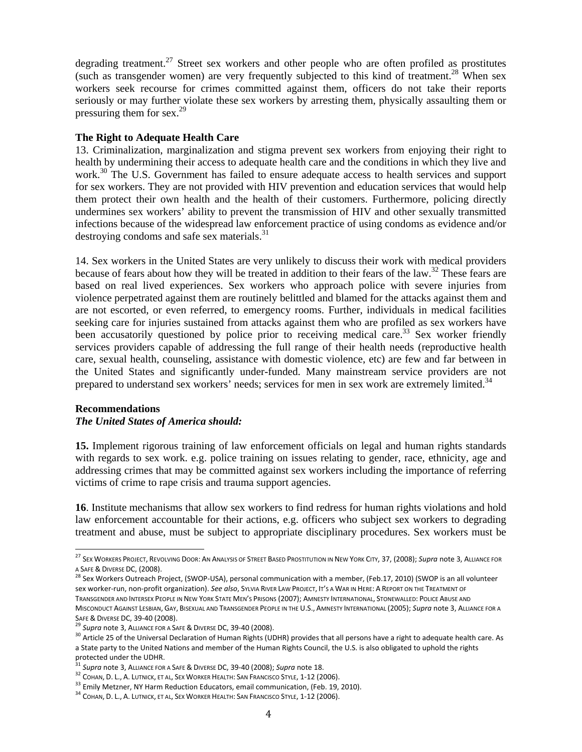degrading treatment.[27] Street sex workers and other people who are often profiled as prostitutes (such as transgender women) are very frequently subjected to this kind of treatment.[28] When sex workers seek recourse for crimes committed against them, officers do not take their reports seriously or may further violate these sex workers by arresting them, physically assaulting them or pressuring them for sex.[29]

**The Right to Adequate Health Care**

13. Criminalization, marginalization and stigma prevent sex workers from enjoying their right to health by undermining their access to adequate health care and the conditions in which they live and work.[30] The U.S. Government has failed to ensure adequate access to health services and support for sex workers. They are not provided with HIV prevention and education services that would help them protect their own health and the health of their customers. Furthermore, policing directly undermines sex workers' ability to prevent the transmission of HIV and other sexually transmitted infections because of the widespread law enforcement practice of using condoms as evidence and/or destroying condoms and safe sex materials.[31]

14. Sex workers in the United States are very unlikely to discuss their work with medical providers because of fears about how they will be treated in addition to their fears of the law.[32] These fears are based on real lived experiences. Sex workers who approach police with severe injuries from violence perpetrated against them are routinely belittled and blamed for the attacks against them and are not escorted, or even referred, to emergency rooms. Further, individuals in medical facilities seeking care for injuries sustained from attacks against them who are profiled as sex workers have been accusatorily questioned by police prior to receiving medical care.[33] Sex worker friendly services providers capable of addressing the full range of their health needs (reproductive health care, sexual health, counseling, assistance with domestic violence, etc) are few and far between in the United States and significantly under-funded. Many mainstream service providers are not prepared to understand sex workers' needs; services for men in sex work are extremely limited.[34]

**Recommendations**

***The United States of America should:***

**15.** Implement rigorous training of law enforcement officials on legal and human rights standards with regards to sex work. e.g. police training on issues relating to gender, race, ethnicity, age and addressing crimes that may be committed against sex workers including the importance of referring victims of crime to rape crisis and trauma support agencies.

**16**. Institute mechanisms that allow sex workers to find redress for human rights violations and hold law enforcement accountable for their actions, e.g. officers who subject sex workers to degrading treatment and abuse, must be subject to appropriate disciplinary procedures. Sex workers must be

---

[27] SEX WORKERS PROJECT, REVOLVING DOOR: AN ANALYSIS OF STREET BASED PROSTITUTION IN NEW YORK CITY, 37, (2008); *Supra* note 3, ALLIANCE FOR A SAFE & DIVERSE DC, (2008).

[28] Sex Workers Outreach Project, (SWOP-USA), personal communication with a member, (Feb.17, 2010) (SWOP is an all volunteer sex worker-run, non-profit organization). *See also*, SYLVIA RIVER LAW PROJECT, IT'S A WAR IN HERE: A REPORT ON THE TREATMENT OF TRANSGENDER AND INTERSEX PEOPLE IN NEW YORK STATE MEN'S PRISONS (2007); AMNESTY INTERNATIONAL, STONEWALLED: POLICE ABUSE AND MISCONDUCT AGAINST LESBIAN, GAY, BISEXUAL AND TRANSGENDER PEOPLE IN THE U.S., AMNESTY INTERNATIONAL (2005); *Supra* note 3, ALLIANCE FOR A SAFE & DIVERSE DC, 39-40 (2008).

[29] *Supra* note 3, ALLIANCE FOR A SAFE & DIVERSE DC, 39-40 (2008).

[30] Article 25 of the Universal Declaration of Human Rights (UDHR) provides that all persons have a right to adequate health care. As a State party to the United Nations and member of the Human Rights Council, the U.S. is also obligated to uphold the rights protected under the UDHR.

[31] *Supra* note 3, ALLIANCE FOR A SAFE & DIVERSE DC, 39-40 (2008); *Supra* note 18.

[32] COHAN, D. L., A. LUTNICK, ET AL, SEX WORKER HEALTH: SAN FRANCISCO STYLE, 1-12 (2006).

[33] Emily Metzner, NY Harm Reduction Educators, email communication, (Feb. 19, 2010).

[34] COHAN, D. L., A. LUTNICK, ET AL, SEX WORKER HEALTH: SAN FRANCISCO STYLE, 1-12 (2006).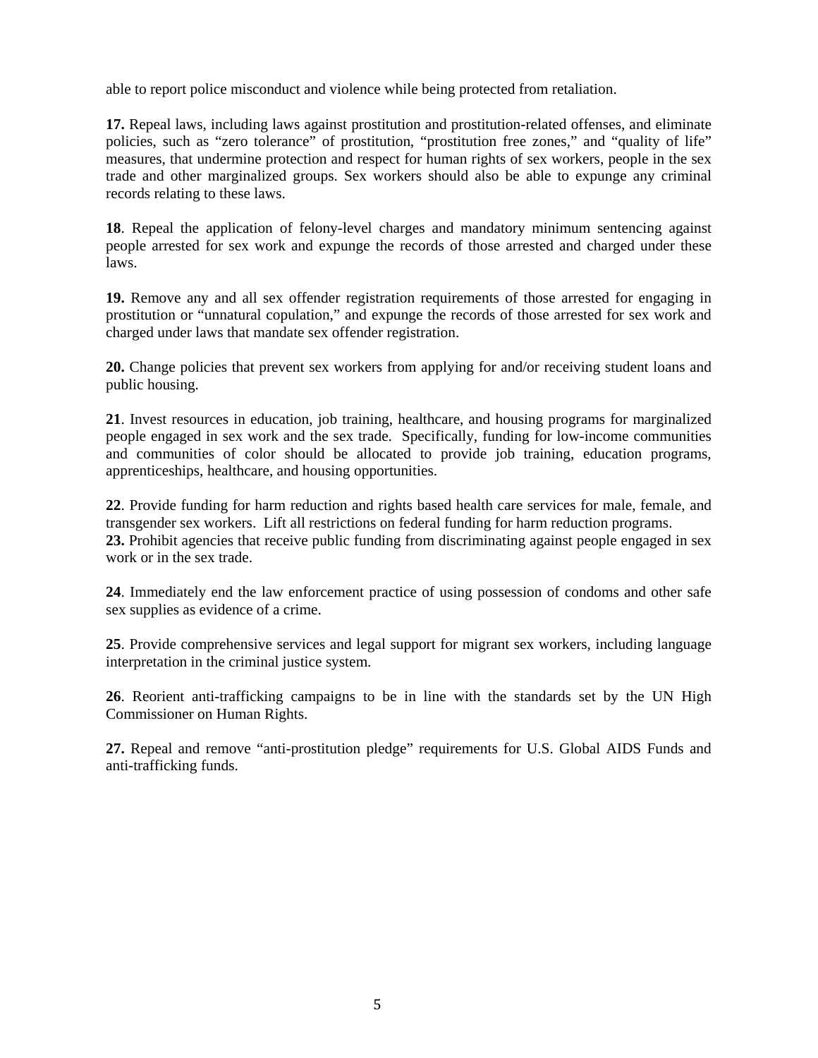able to report police misconduct and violence while being protected from retaliation.

**17.** Repeal laws, including laws against prostitution and prostitution-related offenses, and eliminate policies, such as "zero tolerance" of prostitution, "prostitution free zones," and "quality of life" measures, that undermine protection and respect for human rights of sex workers, people in the sex trade and other marginalized groups. Sex workers should also be able to expunge any criminal records relating to these laws.

**18**. Repeal the application of felony-level charges and mandatory minimum sentencing against people arrested for sex work and expunge the records of those arrested and charged under these laws.

**19.** Remove any and all sex offender registration requirements of those arrested for engaging in prostitution or "unnatural copulation," and expunge the records of those arrested for sex work and charged under laws that mandate sex offender registration.

**20.** Change policies that prevent sex workers from applying for and/or receiving student loans and public housing.

**21**. Invest resources in education, job training, healthcare, and housing programs for marginalized people engaged in sex work and the sex trade. Specifically, funding for low-income communities and communities of color should be allocated to provide job training, education programs, apprenticeships, healthcare, and housing opportunities.

**22**. Provide funding for harm reduction and rights based health care services for male, female, and transgender sex workers. Lift all restrictions on federal funding for harm reduction programs.

**23.** Prohibit agencies that receive public funding from discriminating against people engaged in sex work or in the sex trade.

**24**. Immediately end the law enforcement practice of using possession of condoms and other safe sex supplies as evidence of a crime.

**25**. Provide comprehensive services and legal support for migrant sex workers, including language interpretation in the criminal justice system.

**26**. Reorient anti-trafficking campaigns to be in line with the standards set by the UN High Commissioner on Human Rights.

**27.** Repeal and remove "anti-prostitution pledge" requirements for U.S. Global AIDS Funds and anti-trafficking funds.